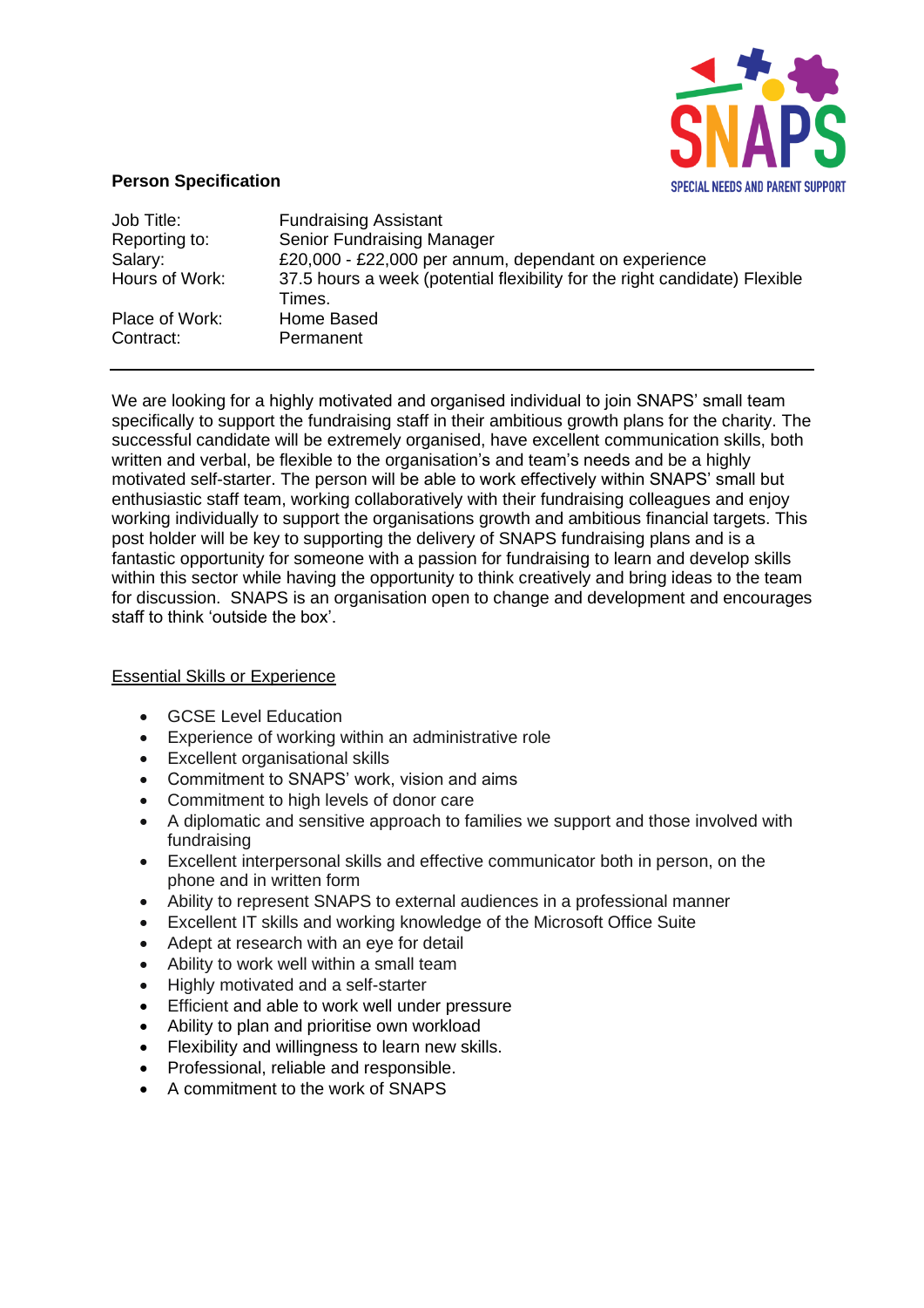**Person Specification**

| | |
|---|---|
| Job Title: | Fundraising Assistant |
| Reporting to: | Senior Fundraising Manager |
| Salary: | £20,000 - £22,000 per annum, dependant on experience |
| Hours of Work: | 37.5 hours a week (potential flexibility for the right candidate) Flexible Times. |
| Place of Work: | Home Based |
| Contract: | Permanent |

---

We are looking for a highly motivated and organised individual to join SNAPS' small team specifically to support the fundraising staff in their ambitious growth plans for the charity. The successful candidate will be extremely organised, have excellent communication skills, both written and verbal, be flexible to the organisation's and team's needs and be a highly motivated self-starter. The person will be able to work effectively within SNAPS' small but enthusiastic staff team, working collaboratively with their fundraising colleagues and enjoy working individually to support the organisations growth and ambitious financial targets. This post holder will be key to supporting the delivery of SNAPS fundraising plans and is a fantastic opportunity for someone with a passion for fundraising to learn and develop skills within this sector while having the opportunity to think creatively and bring ideas to the team for discussion. SNAPS is an organisation open to change and development and encourages staff to think 'outside the box'.

<u>Essential Skills or Experience</u>

- GCSE Level Education
- Experience of working within an administrative role
- Excellent organisational skills
- Commitment to SNAPS' work, vision and aims
- Commitment to high levels of donor care
- A diplomatic and sensitive approach to families we support and those involved with fundraising
- Excellent interpersonal skills and effective communicator both in person, on the phone and in written form
- Ability to represent SNAPS to external audiences in a professional manner
- Excellent IT skills and working knowledge of the Microsoft Office Suite
- Adept at research with an eye for detail
- Ability to work well within a small team
- Highly motivated and a self-starter
- Efficient and able to work well under pressure
- Ability to plan and prioritise own workload
- Flexibility and willingness to learn new skills.
- Professional, reliable and responsible.
- A commitment to the work of SNAPS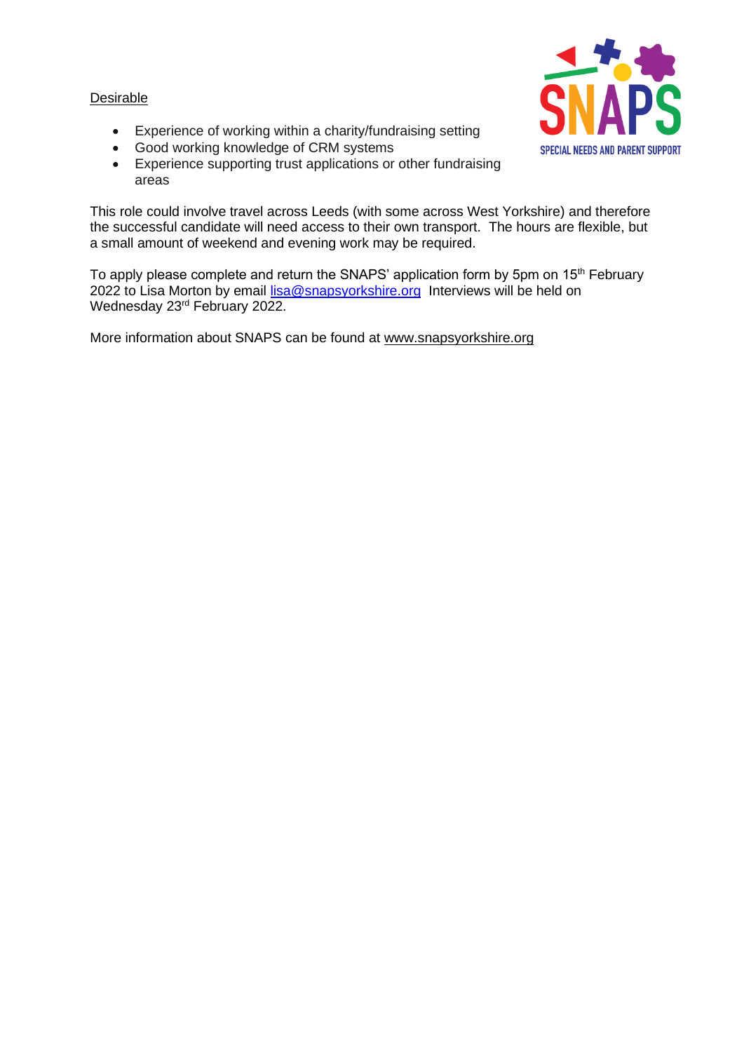Desirable

- Experience of working within a charity/fundraising setting
- Good working knowledge of CRM systems
- Experience supporting trust applications or other fundraising areas

This role could involve travel across Leeds (with some across West Yorkshire) and therefore the successful candidate will need access to their own transport. The hours are flexible, but a small amount of weekend and evening work may be required.

To apply please complete and return the SNAPS' application form by 5pm on 15th February 2022 to Lisa Morton by email lisa@snapsyorkshire.org Interviews will be held on Wednesday 23rd February 2022.

More information about SNAPS can be found at www.snapsyorkshire.org